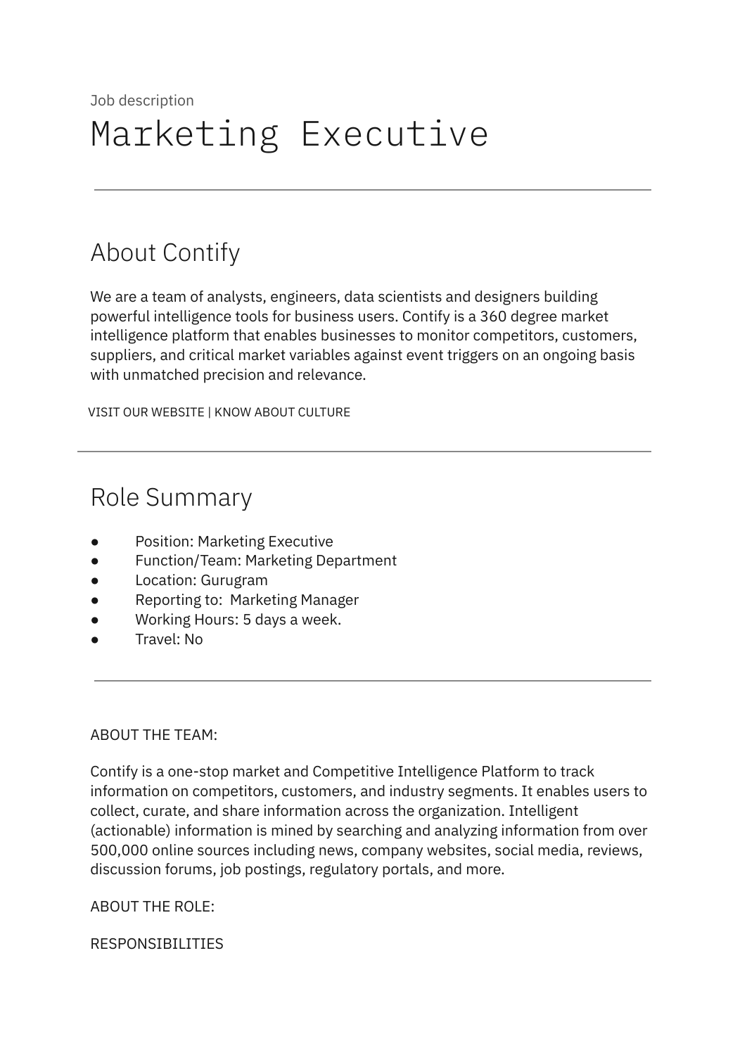Job description

# Marketing Executive

---

## About Contify

We are a team of analysts, engineers, data scientists and designers building powerful intelligence tools for business users. Contify is a 360 degree market intelligence platform that enables businesses to monitor competitors, customers, suppliers, and critical market variables against event triggers on an ongoing basis with unmatched precision and relevance.

VISIT OUR WEBSITE | KNOW ABOUT CULTURE

---

## Role Summary

- Position: Marketing Executive
- Function/Team: Marketing Department
- Location: Gurugram
- Reporting to: Marketing Manager
- Working Hours: 5 days a week.
- Travel: No

---

ABOUT THE TEAM:

Contify is a one-stop market and Competitive Intelligence Platform to track information on competitors, customers, and industry segments. It enables users to collect, curate, and share information across the organization. Intelligent (actionable) information is mined by searching and analyzing information from over 500,000 online sources including news, company websites, social media, reviews, discussion forums, job postings, regulatory portals, and more.

ABOUT THE ROLE:

RESPONSIBILITIES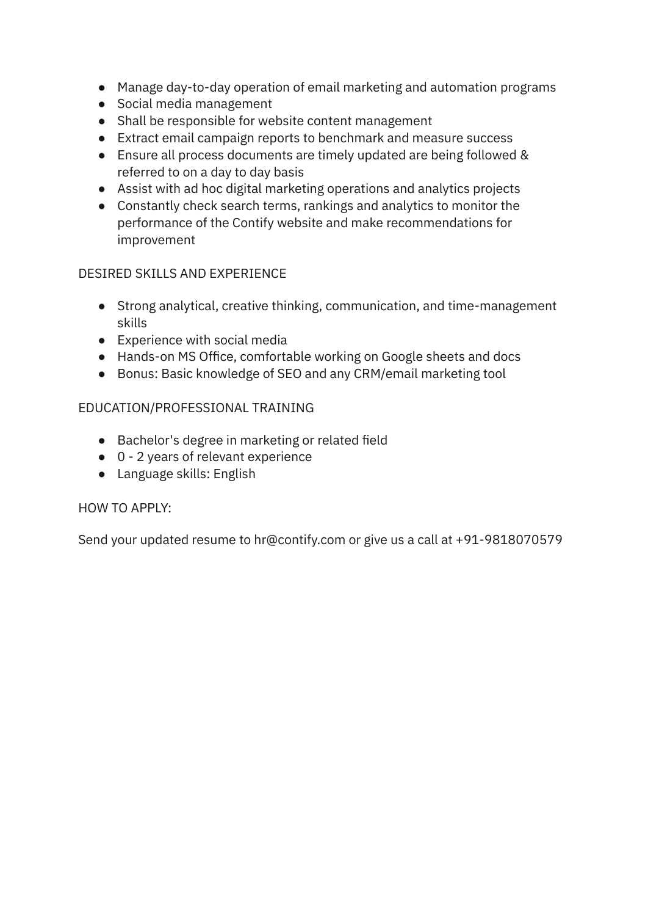- Manage day-to-day operation of email marketing and automation programs
- Social media management
- Shall be responsible for website content management
- Extract email campaign reports to benchmark and measure success
- Ensure all process documents are timely updated are being followed & referred to on a day to day basis
- Assist with ad hoc digital marketing operations and analytics projects
- Constantly check search terms, rankings and analytics to monitor the performance of the Contify website and make recommendations for improvement

DESIRED SKILLS AND EXPERIENCE

- Strong analytical, creative thinking, communication, and time-management skills
- Experience with social media
- Hands-on MS Office, comfortable working on Google sheets and docs
- Bonus: Basic knowledge of SEO and any CRM/email marketing tool

EDUCATION/PROFESSIONAL TRAINING

- Bachelor's degree in marketing or related field
- 0 - 2 years of relevant experience
- Language skills: English

HOW TO APPLY:

Send your updated resume to hr@contify.com or give us a call at +91-9818070579